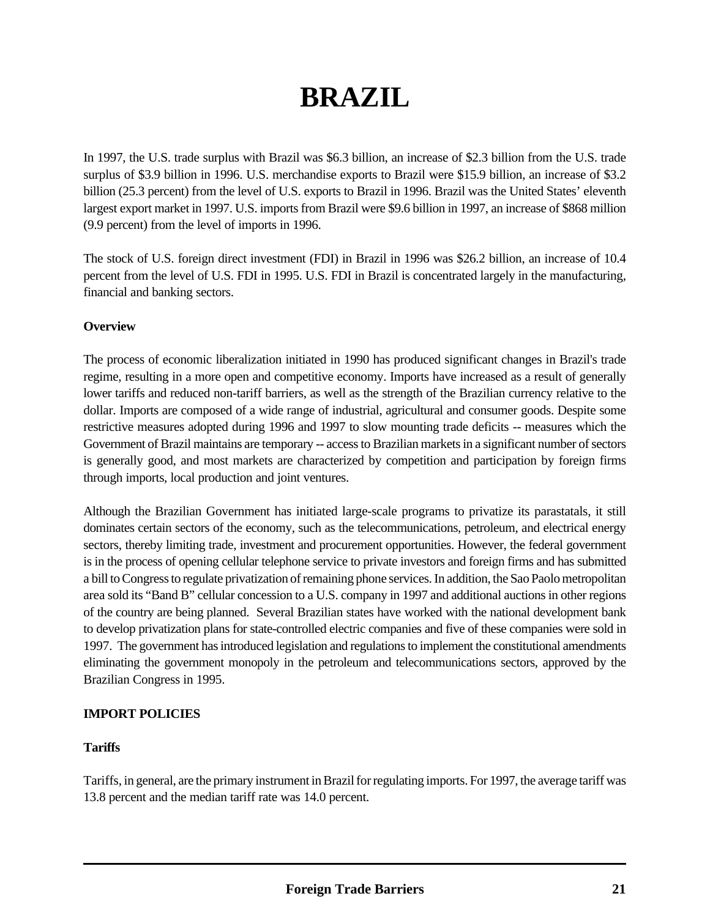# BRAZIL

In 1997, the U.S. trade surplus with Brazil was $6.3 billion, an increase of $2.3 billion from the U.S. trade surplus of $3.9 billion in 1996. U.S. merchandise exports to Brazil were $15.9 billion, an increase of $3.2 billion (25.3 percent) from the level of U.S. exports to Brazil in 1996. Brazil was the United States' eleventh largest export market in 1997. U.S. imports from Brazil were $9.6 billion in 1997, an increase of $868 million (9.9 percent) from the level of imports in 1996.

The stock of U.S. foreign direct investment (FDI) in Brazil in 1996 was $26.2 billion, an increase of 10.4 percent from the level of U.S. FDI in 1995. U.S. FDI in Brazil is concentrated largely in the manufacturing, financial and banking sectors.

**Overview**

The process of economic liberalization initiated in 1990 has produced significant changes in Brazil's trade regime, resulting in a more open and competitive economy. Imports have increased as a result of generally lower tariffs and reduced non-tariff barriers, as well as the strength of the Brazilian currency relative to the dollar. Imports are composed of a wide range of industrial, agricultural and consumer goods. Despite some restrictive measures adopted during 1996 and 1997 to slow mounting trade deficits -- measures which the Government of Brazil maintains are temporary -- access to Brazilian markets in a significant number of sectors is generally good, and most markets are characterized by competition and participation by foreign firms through imports, local production and joint ventures.

Although the Brazilian Government has initiated large-scale programs to privatize its parastatals, it still dominates certain sectors of the economy, such as the telecommunications, petroleum, and electrical energy sectors, thereby limiting trade, investment and procurement opportunities. However, the federal government is in the process of opening cellular telephone service to private investors and foreign firms and has submitted a bill to Congress to regulate privatization of remaining phone services. In addition, the Sao Paolo metropolitan area sold its "Band B" cellular concession to a U.S. company in 1997 and additional auctions in other regions of the country are being planned. Several Brazilian states have worked with the national development bank to develop privatization plans for state-controlled electric companies and five of these companies were sold in 1997. The government has introduced legislation and regulations to implement the constitutional amendments eliminating the government monopoly in the petroleum and telecommunications sectors, approved by the Brazilian Congress in 1995.

## IMPORT POLICIES

**Tariffs**

Tariffs, in general, are the primary instrument in Brazil for regulating imports. For 1997, the average tariff was 13.8 percent and the median tariff rate was 14.0 percent.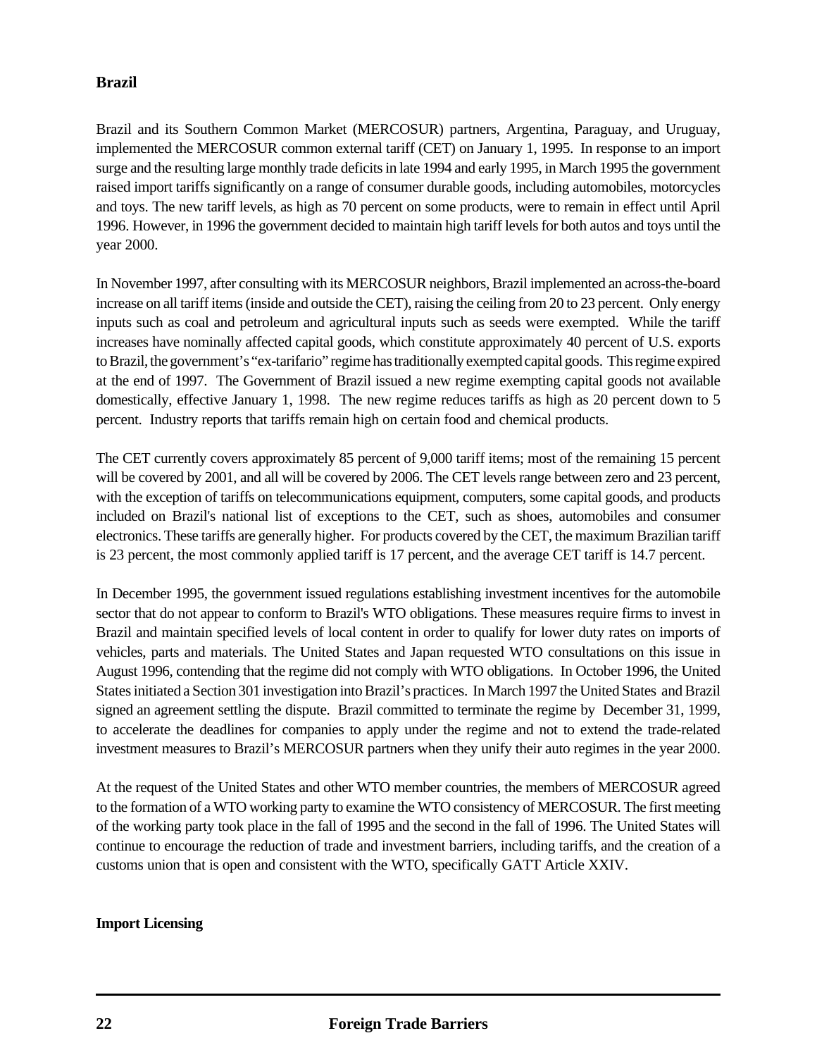## Brazil

Brazil and its Southern Common Market (MERCOSUR) partners, Argentina, Paraguay, and Uruguay, implemented the MERCOSUR common external tariff (CET) on January 1, 1995. In response to an import surge and the resulting large monthly trade deficits in late 1994 and early 1995, in March 1995 the government raised import tariffs significantly on a range of consumer durable goods, including automobiles, motorcycles and toys. The new tariff levels, as high as 70 percent on some products, were to remain in effect until April 1996. However, in 1996 the government decided to maintain high tariff levels for both autos and toys until the year 2000.

In November 1997, after consulting with its MERCOSUR neighbors, Brazil implemented an across-the-board increase on all tariff items (inside and outside the CET), raising the ceiling from 20 to 23 percent. Only energy inputs such as coal and petroleum and agricultural inputs such as seeds were exempted. While the tariff increases have nominally affected capital goods, which constitute approximately 40 percent of U.S. exports to Brazil, the government's "ex-tarifario" regime has traditionally exempted capital goods. This regime expired at the end of 1997. The Government of Brazil issued a new regime exempting capital goods not available domestically, effective January 1, 1998. The new regime reduces tariffs as high as 20 percent down to 5 percent. Industry reports that tariffs remain high on certain food and chemical products.

The CET currently covers approximately 85 percent of 9,000 tariff items; most of the remaining 15 percent will be covered by 2001, and all will be covered by 2006. The CET levels range between zero and 23 percent, with the exception of tariffs on telecommunications equipment, computers, some capital goods, and products included on Brazil's national list of exceptions to the CET, such as shoes, automobiles and consumer electronics. These tariffs are generally higher. For products covered by the CET, the maximum Brazilian tariff is 23 percent, the most commonly applied tariff is 17 percent, and the average CET tariff is 14.7 percent.

In December 1995, the government issued regulations establishing investment incentives for the automobile sector that do not appear to conform to Brazil's WTO obligations. These measures require firms to invest in Brazil and maintain specified levels of local content in order to qualify for lower duty rates on imports of vehicles, parts and materials. The United States and Japan requested WTO consultations on this issue in August 1996, contending that the regime did not comply with WTO obligations. In October 1996, the United States initiated a Section 301 investigation into Brazil's practices. In March 1997 the United States and Brazil signed an agreement settling the dispute. Brazil committed to terminate the regime by December 31, 1999, to accelerate the deadlines for companies to apply under the regime and not to extend the trade-related investment measures to Brazil's MERCOSUR partners when they unify their auto regimes in the year 2000.

At the request of the United States and other WTO member countries, the members of MERCOSUR agreed to the formation of a WTO working party to examine the WTO consistency of MERCOSUR. The first meeting of the working party took place in the fall of 1995 and the second in the fall of 1996. The United States will continue to encourage the reduction of trade and investment barriers, including tariffs, and the creation of a customs union that is open and consistent with the WTO, specifically GATT Article XXIV.

### Import Licensing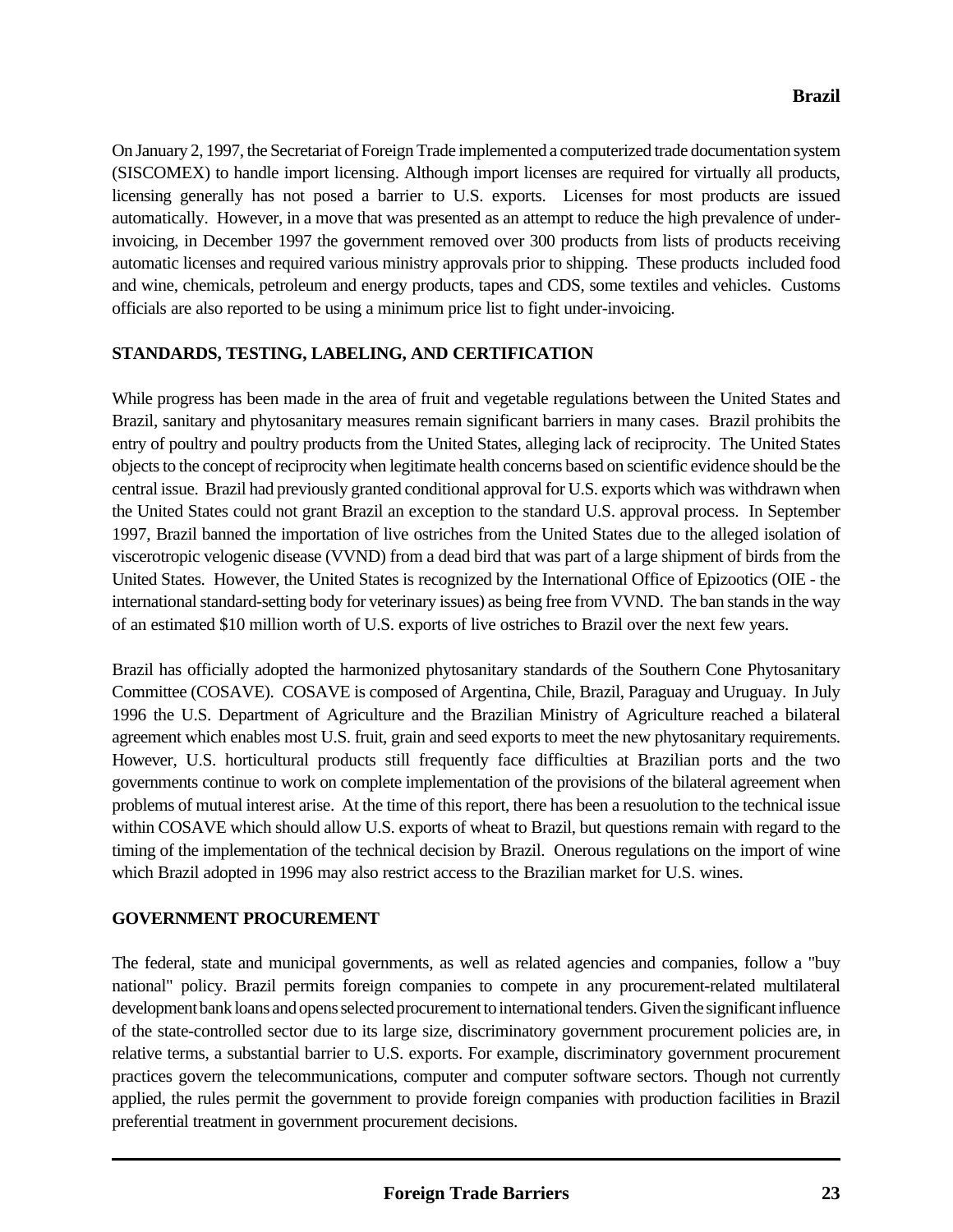On January 2, 1997, the Secretariat of Foreign Trade implemented a computerized trade documentation system (SISCOMEX) to handle import licensing. Although import licenses are required for virtually all products, licensing generally has not posed a barrier to U.S. exports. Licenses for most products are issued automatically. However, in a move that was presented as an attempt to reduce the high prevalence of under-invoicing, in December 1997 the government removed over 300 products from lists of products receiving automatic licenses and required various ministry approvals prior to shipping. These products included food and wine, chemicals, petroleum and energy products, tapes and CDS, some textiles and vehicles. Customs officials are also reported to be using a minimum price list to fight under-invoicing.

## STANDARDS, TESTING, LABELING, AND CERTIFICATION

While progress has been made in the area of fruit and vegetable regulations between the United States and Brazil, sanitary and phytosanitary measures remain significant barriers in many cases. Brazil prohibits the entry of poultry and poultry products from the United States, alleging lack of reciprocity. The United States objects to the concept of reciprocity when legitimate health concerns based on scientific evidence should be the central issue. Brazil had previously granted conditional approval for U.S. exports which was withdrawn when the United States could not grant Brazil an exception to the standard U.S. approval process. In September 1997, Brazil banned the importation of live ostriches from the United States due to the alleged isolation of viscerotropic velogenic disease (VVND) from a dead bird that was part of a large shipment of birds from the United States. However, the United States is recognized by the International Office of Epizootics (OIE - the international standard-setting body for veterinary issues) as being free from VVND. The ban stands in the way of an estimated $10 million worth of U.S. exports of live ostriches to Brazil over the next few years.

Brazil has officially adopted the harmonized phytosanitary standards of the Southern Cone Phytosanitary Committee (COSAVE). COSAVE is composed of Argentina, Chile, Brazil, Paraguay and Uruguay. In July 1996 the U.S. Department of Agriculture and the Brazilian Ministry of Agriculture reached a bilateral agreement which enables most U.S. fruit, grain and seed exports to meet the new phytosanitary requirements. However, U.S. horticultural products still frequently face difficulties at Brazilian ports and the two governments continue to work on complete implementation of the provisions of the bilateral agreement when problems of mutual interest arise. At the time of this report, there has been a resuolution to the technical issue within COSAVE which should allow U.S. exports of wheat to Brazil, but questions remain with regard to the timing of the implementation of the technical decision by Brazil. Onerous regulations on the import of wine which Brazil adopted in 1996 may also restrict access to the Brazilian market for U.S. wines.

## GOVERNMENT PROCUREMENT

The federal, state and municipal governments, as well as related agencies and companies, follow a "buy national" policy. Brazil permits foreign companies to compete in any procurement-related multilateral development bank loans and opens selected procurement to international tenders. Given the significant influence of the state-controlled sector due to its large size, discriminatory government procurement policies are, in relative terms, a substantial barrier to U.S. exports. For example, discriminatory government procurement practices govern the telecommunications, computer and computer software sectors. Though not currently applied, the rules permit the government to provide foreign companies with production facilities in Brazil preferential treatment in government procurement decisions.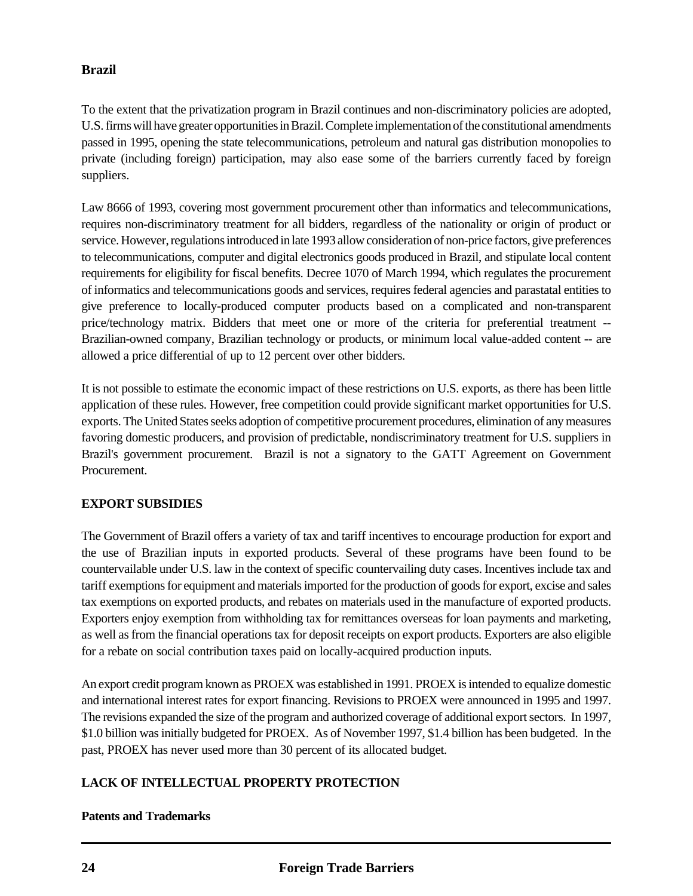**Brazil**

To the extent that the privatization program in Brazil continues and non-discriminatory policies are adopted, U.S. firms will have greater opportunities in Brazil. Complete implementation of the constitutional amendments passed in 1995, opening the state telecommunications, petroleum and natural gas distribution monopolies to private (including foreign) participation, may also ease some of the barriers currently faced by foreign suppliers.

Law 8666 of 1993, covering most government procurement other than informatics and telecommunications, requires non-discriminatory treatment for all bidders, regardless of the nationality or origin of product or service. However, regulations introduced in late 1993 allow consideration of non-price factors, give preferences to telecommunications, computer and digital electronics goods produced in Brazil, and stipulate local content requirements for eligibility for fiscal benefits. Decree 1070 of March 1994, which regulates the procurement of informatics and telecommunications goods and services, requires federal agencies and parastatal entities to give preference to locally-produced computer products based on a complicated and non-transparent price/technology matrix. Bidders that meet one or more of the criteria for preferential treatment -- Brazilian-owned company, Brazilian technology or products, or minimum local value-added content -- are allowed a price differential of up to 12 percent over other bidders.

It is not possible to estimate the economic impact of these restrictions on U.S. exports, as there has been little application of these rules. However, free competition could provide significant market opportunities for U.S. exports. The United States seeks adoption of competitive procurement procedures, elimination of any measures favoring domestic producers, and provision of predictable, nondiscriminatory treatment for U.S. suppliers in Brazil's government procurement. Brazil is not a signatory to the GATT Agreement on Government Procurement.

## EXPORT SUBSIDIES

The Government of Brazil offers a variety of tax and tariff incentives to encourage production for export and the use of Brazilian inputs in exported products. Several of these programs have been found to be countervailable under U.S. law in the context of specific countervailing duty cases. Incentives include tax and tariff exemptions for equipment and materials imported for the production of goods for export, excise and sales tax exemptions on exported products, and rebates on materials used in the manufacture of exported products. Exporters enjoy exemption from withholding tax for remittances overseas for loan payments and marketing, as well as from the financial operations tax for deposit receipts on export products. Exporters are also eligible for a rebate on social contribution taxes paid on locally-acquired production inputs.

An export credit program known as PROEX was established in 1991. PROEX is intended to equalize domestic and international interest rates for export financing. Revisions to PROEX were announced in 1995 and 1997. The revisions expanded the size of the program and authorized coverage of additional export sectors. In 1997, $1.0 billion was initially budgeted for PROEX. As of November 1997, $1.4 billion has been budgeted. In the past, PROEX has never used more than 30 percent of its allocated budget.

## LACK OF INTELLECTUAL PROPERTY PROTECTION

### Patents and Trademarks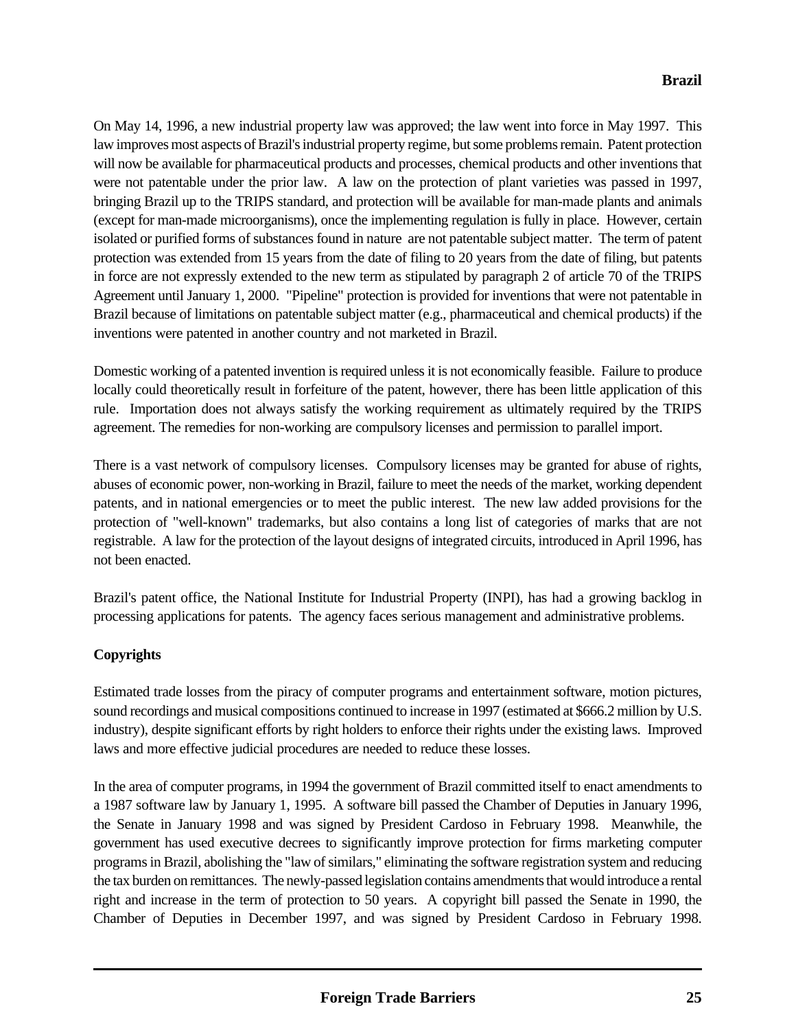On May 14, 1996, a new industrial property law was approved; the law went into force in May 1997. This law improves most aspects of Brazil's industrial property regime, but some problems remain. Patent protection will now be available for pharmaceutical products and processes, chemical products and other inventions that were not patentable under the prior law. A law on the protection of plant varieties was passed in 1997, bringing Brazil up to the TRIPS standard, and protection will be available for man-made plants and animals (except for man-made microorganisms), once the implementing regulation is fully in place. However, certain isolated or purified forms of substances found in nature are not patentable subject matter. The term of patent protection was extended from 15 years from the date of filing to 20 years from the date of filing, but patents in force are not expressly extended to the new term as stipulated by paragraph 2 of article 70 of the TRIPS Agreement until January 1, 2000. "Pipeline" protection is provided for inventions that were not patentable in Brazil because of limitations on patentable subject matter (e.g., pharmaceutical and chemical products) if the inventions were patented in another country and not marketed in Brazil.

Domestic working of a patented invention is required unless it is not economically feasible. Failure to produce locally could theoretically result in forfeiture of the patent, however, there has been little application of this rule. Importation does not always satisfy the working requirement as ultimately required by the TRIPS agreement. The remedies for non-working are compulsory licenses and permission to parallel import.

There is a vast network of compulsory licenses. Compulsory licenses may be granted for abuse of rights, abuses of economic power, non-working in Brazil, failure to meet the needs of the market, working dependent patents, and in national emergencies or to meet the public interest. The new law added provisions for the protection of "well-known" trademarks, but also contains a long list of categories of marks that are not registrable. A law for the protection of the layout designs of integrated circuits, introduced in April 1996, has not been enacted.

Brazil's patent office, the National Institute for Industrial Property (INPI), has had a growing backlog in processing applications for patents. The agency faces serious management and administrative problems.

**Copyrights**

Estimated trade losses from the piracy of computer programs and entertainment software, motion pictures, sound recordings and musical compositions continued to increase in 1997 (estimated at $666.2 million by U.S. industry), despite significant efforts by right holders to enforce their rights under the existing laws. Improved laws and more effective judicial procedures are needed to reduce these losses.

In the area of computer programs, in 1994 the government of Brazil committed itself to enact amendments to a 1987 software law by January 1, 1995. A software bill passed the Chamber of Deputies in January 1996, the Senate in January 1998 and was signed by President Cardoso in February 1998. Meanwhile, the government has used executive decrees to significantly improve protection for firms marketing computer programs in Brazil, abolishing the "law of similars," eliminating the software registration system and reducing the tax burden on remittances. The newly-passed legislation contains amendments that would introduce a rental right and increase in the term of protection to 50 years. A copyright bill passed the Senate in 1990, the Chamber of Deputies in December 1997, and was signed by President Cardoso in February 1998.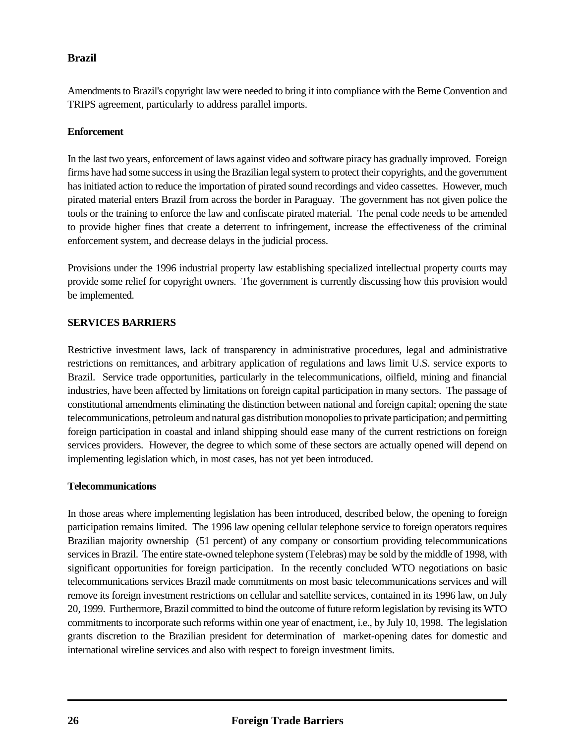## Brazil

Amendments to Brazil's copyright law were needed to bring it into compliance with the Berne Convention and TRIPS agreement, particularly to address parallel imports.

### Enforcement

In the last two years, enforcement of laws against video and software piracy has gradually improved. Foreign firms have had some success in using the Brazilian legal system to protect their copyrights, and the government has initiated action to reduce the importation of pirated sound recordings and video cassettes. However, much pirated material enters Brazil from across the border in Paraguay. The government has not given police the tools or the training to enforce the law and confiscate pirated material. The penal code needs to be amended to provide higher fines that create a deterrent to infringement, increase the effectiveness of the criminal enforcement system, and decrease delays in the judicial process.

Provisions under the 1996 industrial property law establishing specialized intellectual property courts may provide some relief for copyright owners. The government is currently discussing how this provision would be implemented.

## SERVICES BARRIERS

Restrictive investment laws, lack of transparency in administrative procedures, legal and administrative restrictions on remittances, and arbitrary application of regulations and laws limit U.S. service exports to Brazil. Service trade opportunities, particularly in the telecommunications, oilfield, mining and financial industries, have been affected by limitations on foreign capital participation in many sectors. The passage of constitutional amendments eliminating the distinction between national and foreign capital; opening the state telecommunications, petroleum and natural gas distribution monopolies to private participation; and permitting foreign participation in coastal and inland shipping should ease many of the current restrictions on foreign services providers. However, the degree to which some of these sectors are actually opened will depend on implementing legislation which, in most cases, has not yet been introduced.

### Telecommunications

In those areas where implementing legislation has been introduced, described below, the opening to foreign participation remains limited. The 1996 law opening cellular telephone service to foreign operators requires Brazilian majority ownership (51 percent) of any company or consortium providing telecommunications services in Brazil. The entire state-owned telephone system (Telebras) may be sold by the middle of 1998, with significant opportunities for foreign participation. In the recently concluded WTO negotiations on basic telecommunications services Brazil made commitments on most basic telecommunications services and will remove its foreign investment restrictions on cellular and satellite services, contained in its 1996 law, on July 20, 1999. Furthermore, Brazil committed to bind the outcome of future reform legislation by revising its WTO commitments to incorporate such reforms within one year of enactment, i.e., by July 10, 1998. The legislation grants discretion to the Brazilian president for determination of market-opening dates for domestic and international wireline services and also with respect to foreign investment limits.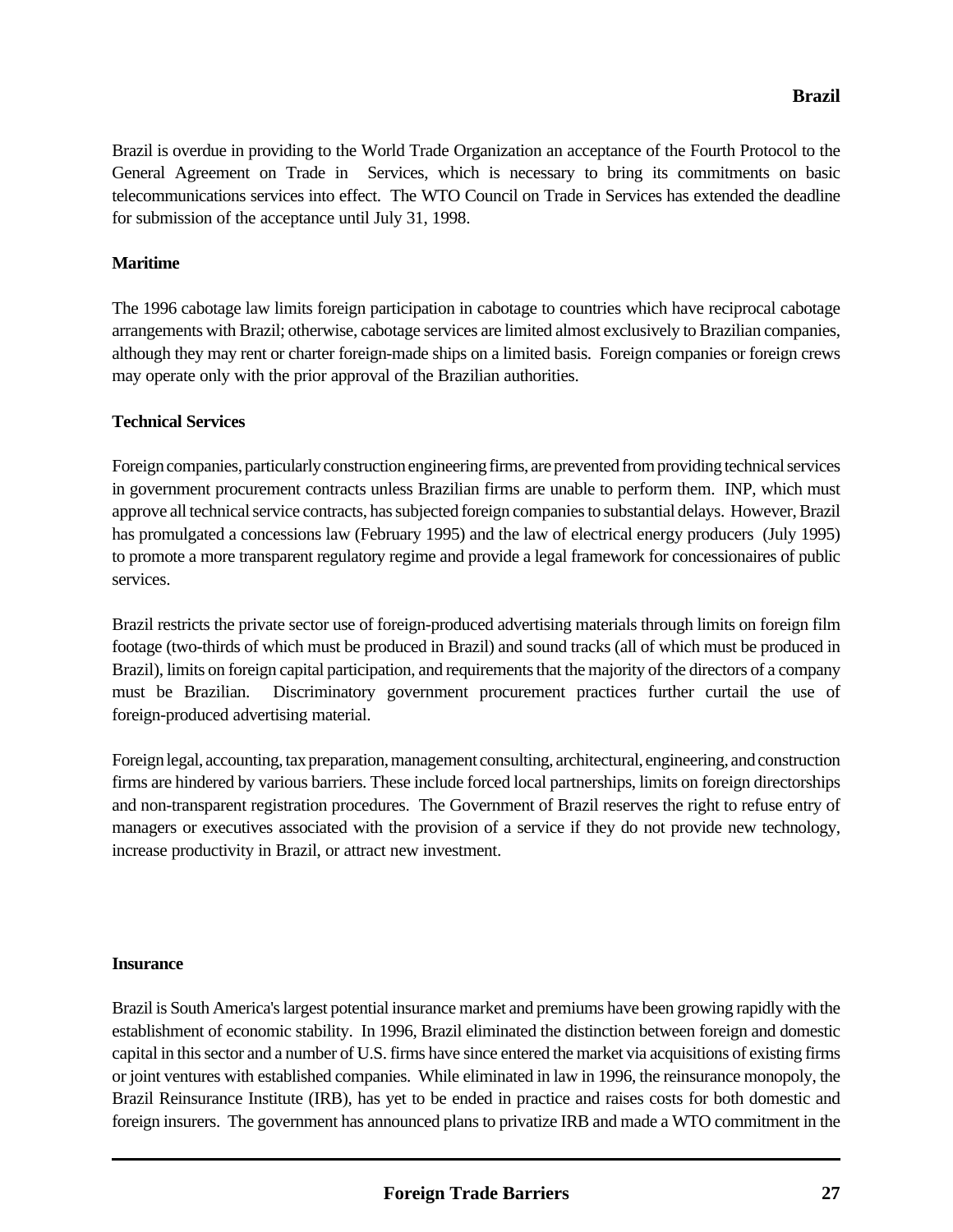Brazil is overdue in providing to the World Trade Organization an acceptance of the Fourth Protocol to the General Agreement on Trade in Services, which is necessary to bring its commitments on basic telecommunications services into effect. The WTO Council on Trade in Services has extended the deadline for submission of the acceptance until July 31, 1998.

**Maritime**

The 1996 cabotage law limits foreign participation in cabotage to countries which have reciprocal cabotage arrangements with Brazil; otherwise, cabotage services are limited almost exclusively to Brazilian companies, although they may rent or charter foreign-made ships on a limited basis. Foreign companies or foreign crews may operate only with the prior approval of the Brazilian authorities.

**Technical Services**

Foreign companies, particularly construction engineering firms, are prevented from providing technical services in government procurement contracts unless Brazilian firms are unable to perform them. INP, which must approve all technical service contracts, has subjected foreign companies to substantial delays. However, Brazil has promulgated a concessions law (February 1995) and the law of electrical energy producers (July 1995) to promote a more transparent regulatory regime and provide a legal framework for concessionaires of public services.

Brazil restricts the private sector use of foreign-produced advertising materials through limits on foreign film footage (two-thirds of which must be produced in Brazil) and sound tracks (all of which must be produced in Brazil), limits on foreign capital participation, and requirements that the majority of the directors of a company must be Brazilian. Discriminatory government procurement practices further curtail the use of foreign-produced advertising material.

Foreign legal, accounting, tax preparation, management consulting, architectural, engineering, and construction firms are hindered by various barriers. These include forced local partnerships, limits on foreign directorships and non-transparent registration procedures. The Government of Brazil reserves the right to refuse entry of managers or executives associated with the provision of a service if they do not provide new technology, increase productivity in Brazil, or attract new investment.

**Insurance**

Brazil is South America's largest potential insurance market and premiums have been growing rapidly with the establishment of economic stability. In 1996, Brazil eliminated the distinction between foreign and domestic capital in this sector and a number of U.S. firms have since entered the market via acquisitions of existing firms or joint ventures with established companies. While eliminated in law in 1996, the reinsurance monopoly, the Brazil Reinsurance Institute (IRB), has yet to be ended in practice and raises costs for both domestic and foreign insurers. The government has announced plans to privatize IRB and made a WTO commitment in the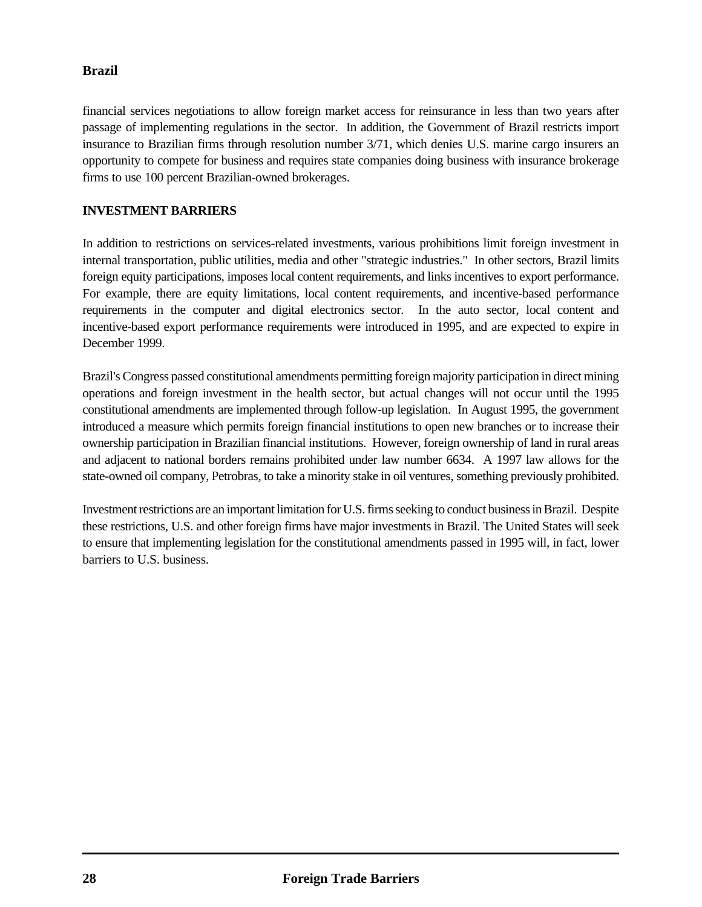financial services negotiations to allow foreign market access for reinsurance in less than two years after passage of implementing regulations in the sector. In addition, the Government of Brazil restricts import insurance to Brazilian firms through resolution number 3/71, which denies U.S. marine cargo insurers an opportunity to compete for business and requires state companies doing business with insurance brokerage firms to use 100 percent Brazilian-owned brokerages.

## INVESTMENT BARRIERS

In addition to restrictions on services-related investments, various prohibitions limit foreign investment in internal transportation, public utilities, media and other "strategic industries." In other sectors, Brazil limits foreign equity participations, imposes local content requirements, and links incentives to export performance. For example, there are equity limitations, local content requirements, and incentive-based performance requirements in the computer and digital electronics sector. In the auto sector, local content and incentive-based export performance requirements were introduced in 1995, and are expected to expire in December 1999.

Brazil's Congress passed constitutional amendments permitting foreign majority participation in direct mining operations and foreign investment in the health sector, but actual changes will not occur until the 1995 constitutional amendments are implemented through follow-up legislation. In August 1995, the government introduced a measure which permits foreign financial institutions to open new branches or to increase their ownership participation in Brazilian financial institutions. However, foreign ownership of land in rural areas and adjacent to national borders remains prohibited under law number 6634. A 1997 law allows for the state-owned oil company, Petrobras, to take a minority stake in oil ventures, something previously prohibited.

Investment restrictions are an important limitation for U.S. firms seeking to conduct business in Brazil. Despite these restrictions, U.S. and other foreign firms have major investments in Brazil. The United States will seek to ensure that implementing legislation for the constitutional amendments passed in 1995 will, in fact, lower barriers to U.S. business.